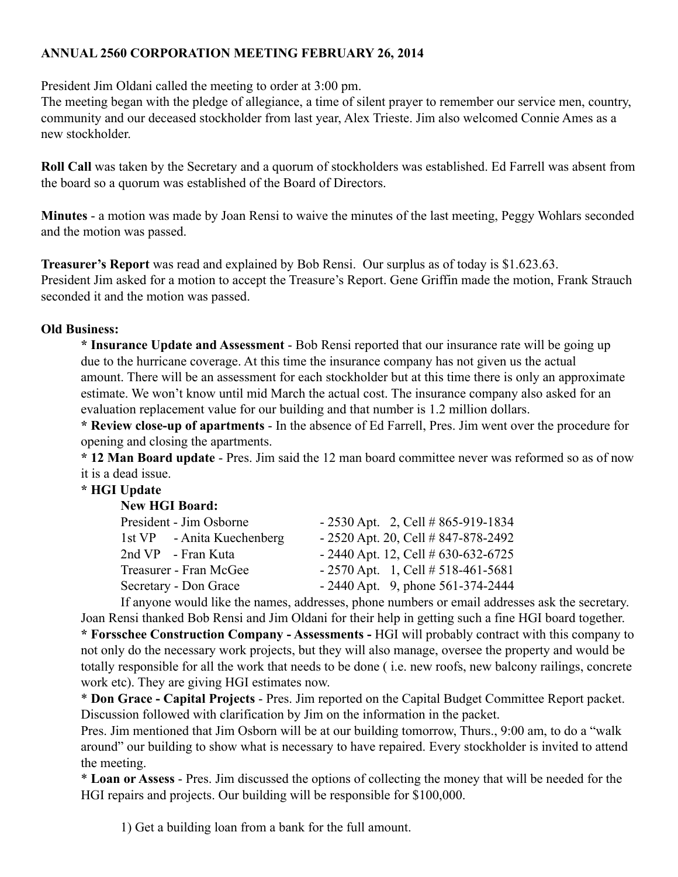**ANNUAL 2560 CORPORATION MEETING FEBRUARY 26, 2014**

President Jim Oldani called the meeting to order at 3:00 pm.
The meeting began with the pledge of allegiance, a time of silent prayer to remember our service men, country, community and our deceased stockholder from last year, Alex Trieste. Jim also welcomed Connie Ames as a new stockholder.

**Roll Call** was taken by the Secretary and a quorum of stockholders was established. Ed Farrell was absent from the board so a quorum was established of the Board of Directors.

**Minutes** - a motion was made by Joan Rensi to waive the minutes of the last meeting, Peggy Wohlars seconded and the motion was passed.

**Treasurer's Report** was read and explained by Bob Rensi. Our surplus as of today is $1.623.63.
President Jim asked for a motion to accept the Treasure's Report. Gene Griffin made the motion, Frank Strauch seconded it and the motion was passed.

**Old Business:**

**\* Insurance Update and Assessment** - Bob Rensi reported that our insurance rate will be going up due to the hurricane coverage. At this time the insurance company has not given us the actual amount. There will be an assessment for each stockholder but at this time there is only an approximate estimate. We won't know until mid March the actual cost. The insurance company also asked for an evaluation replacement value for our building and that number is 1.2 million dollars.

**\* Review close-up of apartments** - In the absence of Ed Farrell, Pres. Jim went over the procedure for opening and closing the apartments.

**\* 12 Man Board update** - Pres. Jim said the 12 man board committee never was reformed so as of now it is a dead issue.

**\* HGI Update**

**New HGI Board:**

| | |
|---|---|
| President - Jim Osborne | - 2530 Apt. 2, Cell # 865-919-1834 |
| 1st VP - Anita Kuechenberg | - 2520 Apt. 20, Cell # 847-878-2492 |
| 2nd VP - Fran Kuta | - 2440 Apt. 12, Cell # 630-632-6725 |
| Treasurer - Fran McGee | - 2570 Apt. 1, Cell # 518-461-5681 |
| Secretary - Don Grace | - 2440 Apt. 9, phone 561-374-2444 |

If anyone would like the names, addresses, phone numbers or email addresses ask the secretary.
Joan Rensi thanked Bob Rensi and Jim Oldani for their help in getting such a fine HGI board together.

**\* Forsschee Construction Company - Assessments -** HGI will probably contract with this company to not only do the necessary work projects, but they will also manage, oversee the property and would be totally responsible for all the work that needs to be done ( i.e. new roofs, new balcony railings, concrete work etc). They are giving HGI estimates now.

\* **Don Grace - Capital Projects** - Pres. Jim reported on the Capital Budget Committee Report packet. Discussion followed with clarification by Jim on the information in the packet.
Pres. Jim mentioned that Jim Osborn will be at our building tomorrow, Thurs., 9:00 am, to do a "walk around" our building to show what is necessary to have repaired. Every stockholder is invited to attend the meeting.

\* **Loan or Assess** - Pres. Jim discussed the options of collecting the money that will be needed for the HGI repairs and projects. Our building will be responsible for $100,000.

1) Get a building loan from a bank for the full amount.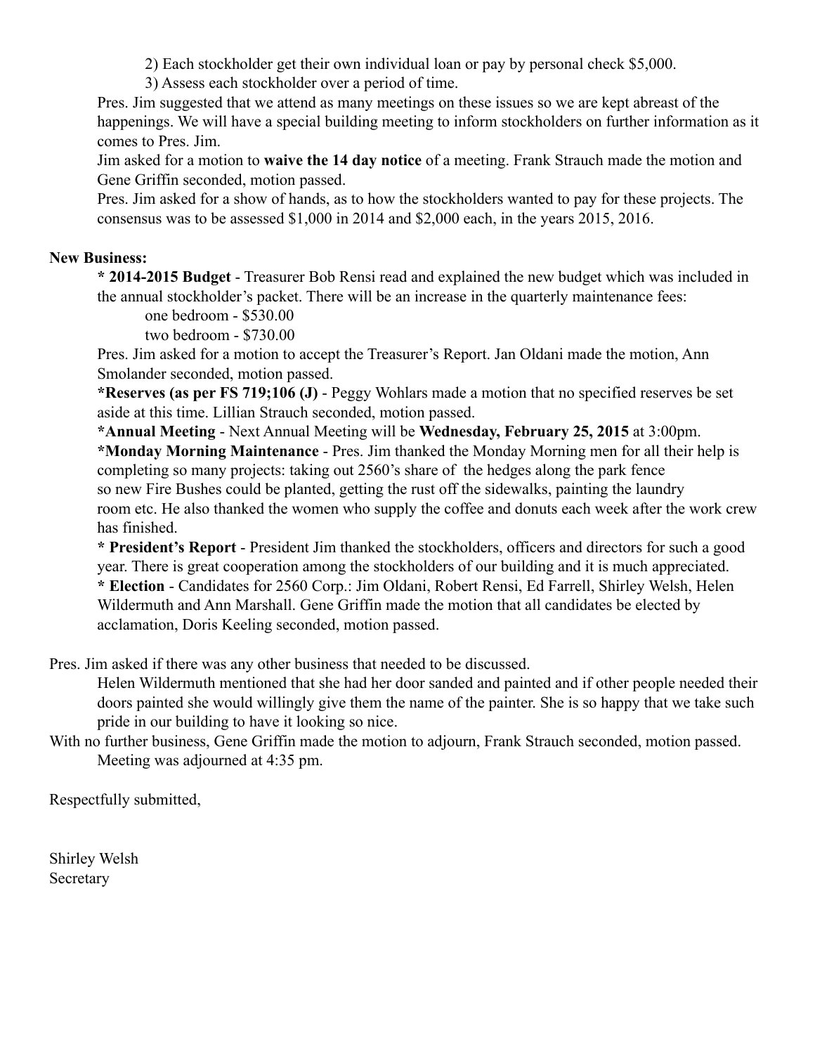2) Each stockholder get their own individual loan or pay by personal check $5,000.

3) Assess each stockholder over a period of time.

Pres. Jim suggested that we attend as many meetings on these issues so we are kept abreast of the happenings. We will have a special building meeting to inform stockholders on further information as it comes to Pres. Jim.

Jim asked for a motion to **waive the 14 day notice** of a meeting. Frank Strauch made the motion and Gene Griffin seconded, motion passed.

Pres. Jim asked for a show of hands, as to how the stockholders wanted to pay for these projects. The consensus was to be assessed $1,000 in 2014 and $2,000 each, in the years 2015, 2016.

**New Business:**

**\* 2014-2015 Budget** - Treasurer Bob Rensi read and explained the new budget which was included in the annual stockholder's packet. There will be an increase in the quarterly maintenance fees:

one bedroom - $530.00
two bedroom - $730.00

Pres. Jim asked for a motion to accept the Treasurer's Report. Jan Oldani made the motion, Ann Smolander seconded, motion passed.

**\*Reserves (as per FS 719;106 (J)** - Peggy Wohlars made a motion that no specified reserves be set aside at this time. Lillian Strauch seconded, motion passed.

**\*Annual Meeting** - Next Annual Meeting will be **Wednesday, February 25, 2015** at 3:00pm.

**\*Monday Morning Maintenance** - Pres. Jim thanked the Monday Morning men for all their help is completing so many projects: taking out 2560's share of the hedges along the park fence so new Fire Bushes could be planted, getting the rust off the sidewalks, painting the laundry room etc. He also thanked the women who supply the coffee and donuts each week after the work crew has finished.

**\* President's Report** - President Jim thanked the stockholders, officers and directors for such a good year. There is great cooperation among the stockholders of our building and it is much appreciated.

**\* Election** - Candidates for 2560 Corp.: Jim Oldani, Robert Rensi, Ed Farrell, Shirley Welsh, Helen Wildermuth and Ann Marshall. Gene Griffin made the motion that all candidates be elected by acclamation, Doris Keeling seconded, motion passed.

Pres. Jim asked if there was any other business that needed to be discussed.

Helen Wildermuth mentioned that she had her door sanded and painted and if other people needed their doors painted she would willingly give them the name of the painter. She is so happy that we take such pride in our building to have it looking so nice.

With no further business, Gene Griffin made the motion to adjourn, Frank Strauch seconded, motion passed. Meeting was adjourned at 4:35 pm.

Respectfully submitted,

Shirley Welsh
Secretary